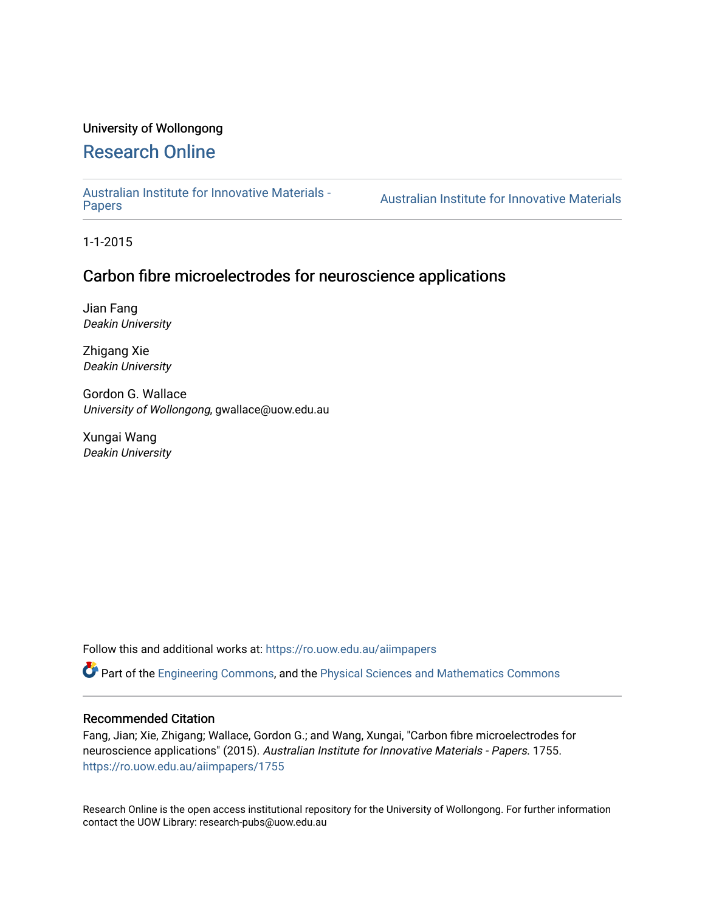University of Wollongong

# Research Online

Australian Institute for Innovative Materials - Papers | Australian Institute for Innovative Materials

1-1-2015

## Carbon fibre microelectrodes for neuroscience applications

Jian Fang
*Deakin University*

Zhigang Xie
*Deakin University*

Gordon G. Wallace
*University of Wollongong*, gwallace@uow.edu.au

Xungai Wang
*Deakin University*

Follow this and additional works at: https://ro.uow.edu.au/aiimpapers

Part of the Engineering Commons, and the Physical Sciences and Mathematics Commons

### Recommended Citation

Fang, Jian; Xie, Zhigang; Wallace, Gordon G.; and Wang, Xungai, "Carbon fibre microelectrodes for neuroscience applications" (2015). *Australian Institute for Innovative Materials - Papers*. 1755.
https://ro.uow.edu.au/aiimpapers/1755

Research Online is the open access institutional repository for the University of Wollongong. For further information contact the UOW Library: research-pubs@uow.edu.au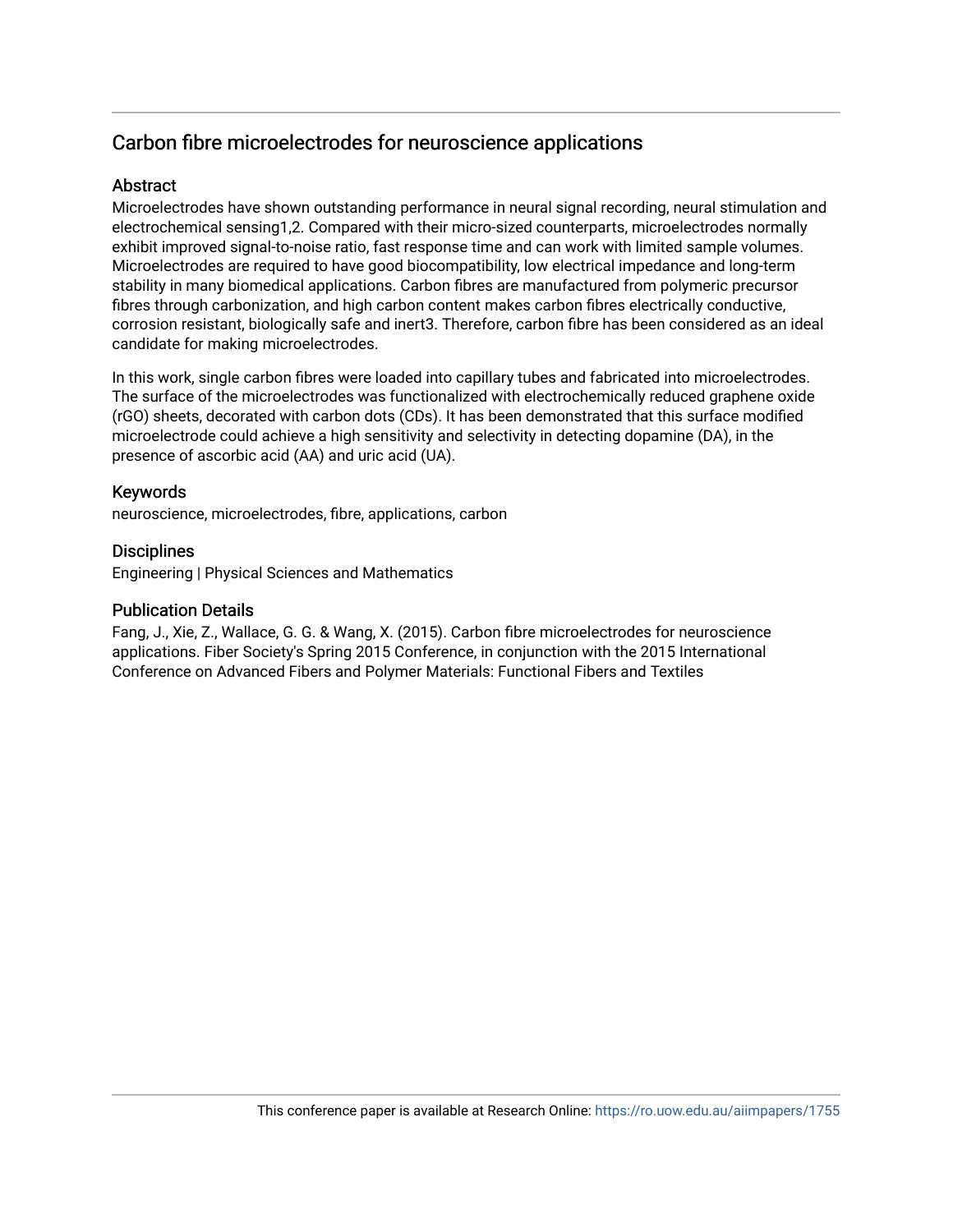## Carbon fibre microelectrodes for neuroscience applications

### Abstract

Microelectrodes have shown outstanding performance in neural signal recording, neural stimulation and electrochemical sensing1,2. Compared with their micro-sized counterparts, microelectrodes normally exhibit improved signal-to-noise ratio, fast response time and can work with limited sample volumes. Microelectrodes are required to have good biocompatibility, low electrical impedance and long-term stability in many biomedical applications. Carbon fibres are manufactured from polymeric precursor fibres through carbonization, and high carbon content makes carbon fibres electrically conductive, corrosion resistant, biologically safe and inert3. Therefore, carbon fibre has been considered as an ideal candidate for making microelectrodes.

In this work, single carbon fibres were loaded into capillary tubes and fabricated into microelectrodes. The surface of the microelectrodes was functionalized with electrochemically reduced graphene oxide (rGO) sheets, decorated with carbon dots (CDs). It has been demonstrated that this surface modified microelectrode could achieve a high sensitivity and selectivity in detecting dopamine (DA), in the presence of ascorbic acid (AA) and uric acid (UA).

### Keywords

neuroscience, microelectrodes, fibre, applications, carbon

### Disciplines

Engineering | Physical Sciences and Mathematics

### Publication Details

Fang, J., Xie, Z., Wallace, G. G. & Wang, X. (2015). Carbon fibre microelectrodes for neuroscience applications. Fiber Society's Spring 2015 Conference, in conjunction with the 2015 International Conference on Advanced Fibers and Polymer Materials: Functional Fibers and Textiles

This conference paper is available at Research Online: https://ro.uow.edu.au/aiimpapers/1755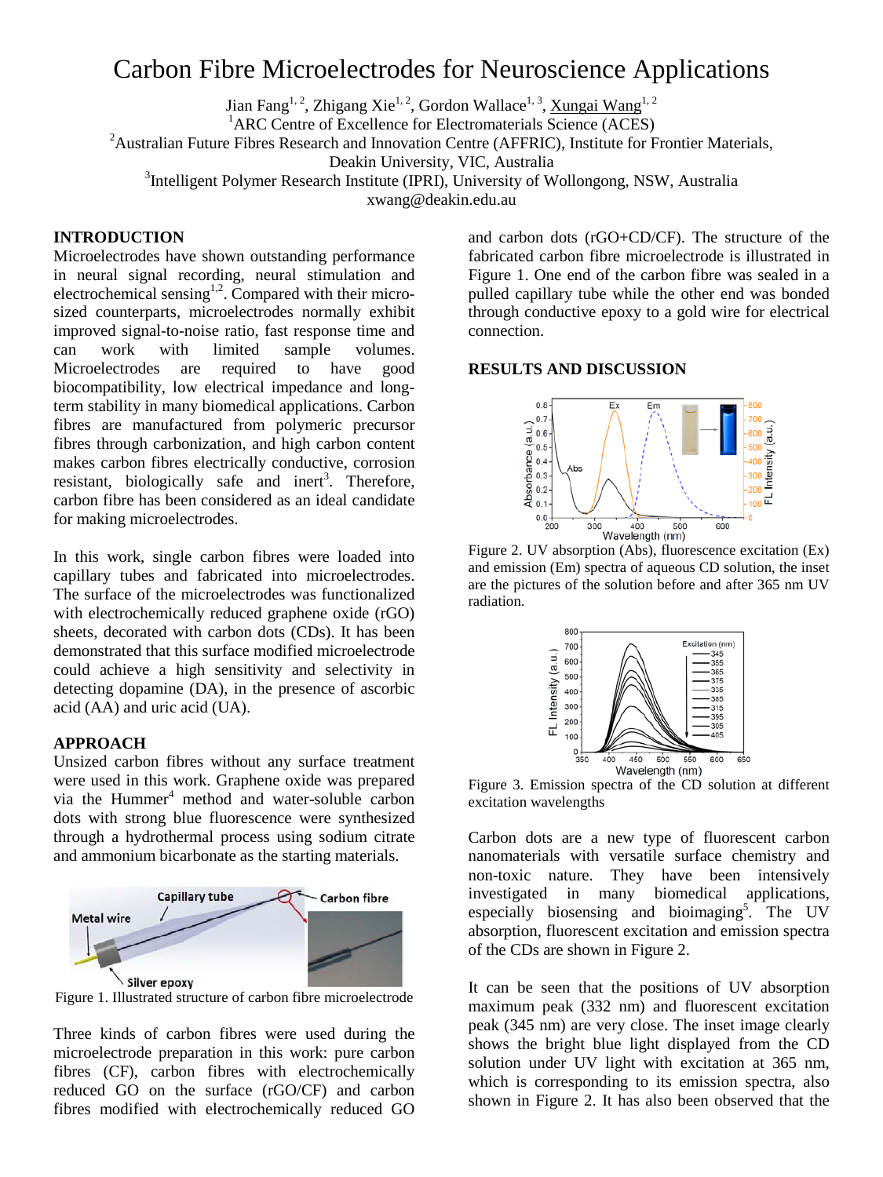# Carbon Fibre Microelectrodes for Neuroscience Applications

Jian Fang[1, 2], Zhigang Xie[1, 2], Gordon Wallace[1, 3], Xungai Wang[1, 2]

[1]ARC Centre of Excellence for Electromaterials Science (ACES)

[2]Australian Future Fibres Research and Innovation Centre (AFFRIC), Institute for Frontier Materials, Deakin University, VIC, Australia

[3]Intelligent Polymer Research Institute (IPRI), University of Wollongong, NSW, Australia

xwang@deakin.edu.au

## INTRODUCTION

Microelectrodes have shown outstanding performance in neural signal recording, neural stimulation and electrochemical sensing[1,2]. Compared with their micro-sized counterparts, microelectrodes normally exhibit improved signal-to-noise ratio, fast response time and can work with limited sample volumes. Microelectrodes are required to have good biocompatibility, low electrical impedance and long-term stability in many biomedical applications. Carbon fibres are manufactured from polymeric precursor fibres through carbonization, and high carbon content makes carbon fibres electrically conductive, corrosion resistant, biologically safe and inert[3]. Therefore, carbon fibre has been considered as an ideal candidate for making microelectrodes.

In this work, single carbon fibres were loaded into capillary tubes and fabricated into microelectrodes. The surface of the microelectrodes was functionalized with electrochemically reduced graphene oxide (rGO) sheets, decorated with carbon dots (CDs). It has been demonstrated that this surface modified microelectrode could achieve a high sensitivity and selectivity in detecting dopamine (DA), in the presence of ascorbic acid (AA) and uric acid (UA).

## APPROACH

Unsized carbon fibres without any surface treatment were used in this work. Graphene oxide was prepared via the Hummer[4] method and water-soluble carbon dots with strong blue fluorescence were synthesized through a hydrothermal process using sodium citrate and ammonium bicarbonate as the starting materials.

Capillary tube
Carbon fibre
Metal wire
Silver epoxy

Figure 1. Illustrated structure of carbon fibre microelectrode

Three kinds of carbon fibres were used during the microelectrode preparation in this work: pure carbon fibres (CF), carbon fibres with electrochemically reduced GO on the surface (rGO/CF) and carbon fibres modified with electrochemically reduced GO and carbon dots (rGO+CD/CF). The structure of the fabricated carbon fibre microelectrode is illustrated in Figure 1. One end of the carbon fibre was sealed in a pulled capillary tube while the other end was bonded through conductive epoxy to a gold wire for electrical connection.

## RESULTS AND DISCUSSION

Ex
Em
Abs
Absorbance (a.u.)
FL Intensity (a.u.)
Wavelength (nm)

Figure 2. UV absorption (Abs), fluorescence excitation (Ex) and emission (Em) spectra of aqueous CD solution, the inset are the pictures of the solution before and after 365 nm UV radiation.

Excitation (nm)
345
355
365
375
335
385
315
395
305
405
FL Intensity (a.u.)
Wavelength (nm)

Figure 3. Emission spectra of the CD solution at different excitation wavelengths

Carbon dots are a new type of fluorescent carbon nanomaterials with versatile surface chemistry and non-toxic nature. They have been intensively investigated in many biomedical applications, especially biosensing and bioimaging[5]. The UV absorption, fluorescent excitation and emission spectra of the CDs are shown in Figure 2.

It can be seen that the positions of UV absorption maximum peak (332 nm) and fluorescent excitation peak (345 nm) are very close. The inset image clearly shows the bright blue light displayed from the CD solution under UV light with excitation at 365 nm, which is corresponding to its emission spectra, also shown in Figure 2. It has also been observed that the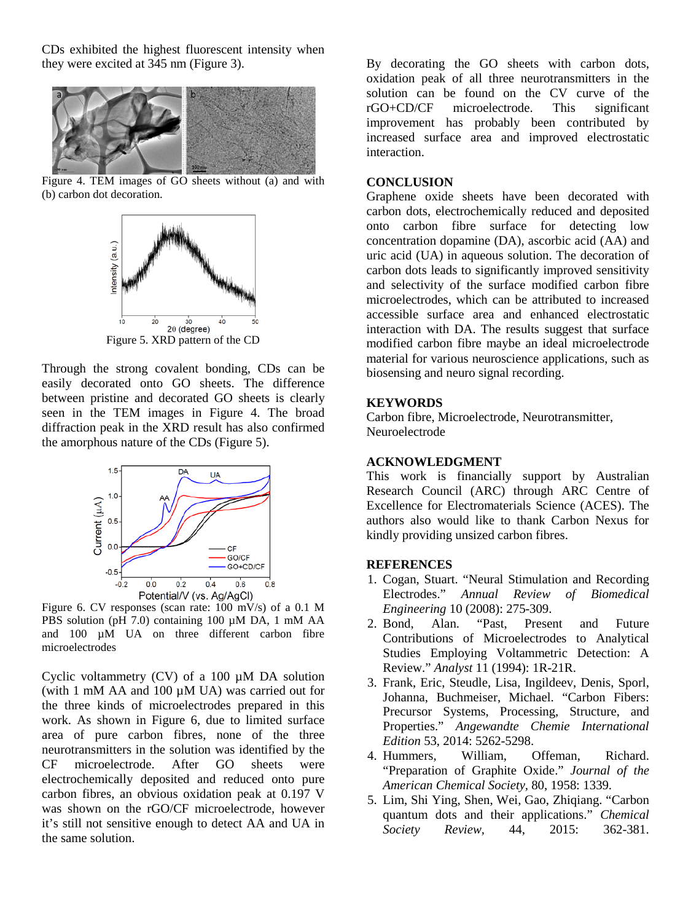CDs exhibited the highest fluorescent intensity when they were excited at 345 nm (Figure 3).

a

b

100 nm

Figure 4. TEM images of GO sheets without (a) and with (b) carbon dot decoration.

Intensity (a.u.)

10 20 30 40 50

2θ (degree)

Figure 5. XRD pattern of the CD

Through the strong covalent bonding, CDs can be easily decorated onto GO sheets. The difference between pristine and decorated GO sheets is clearly seen in the TEM images in Figure 4. The broad diffraction peak in the XRD result has also confirmed the amorphous nature of the CDs (Figure 5).

1.5

1.0

0.5

0.0

-0.5

Current (μA)

DA

UA

AA

CF

GO/CF

GO+CD/CF

-0.2 0.0 0.2 0.4 0.6 0.8

Potential/V (vs. Ag/AgCl)

Figure 6. CV responses (scan rate: 100 mV/s) of a 0.1 M PBS solution (pH 7.0) containing 100 µM DA, 1 mM AA and 100 µM UA on three different carbon fibre microelectrodes

Cyclic voltammetry (CV) of a 100 µM DA solution (with 1 mM AA and 100 µM UA) was carried out for the three kinds of microelectrodes prepared in this work. As shown in Figure 6, due to limited surface area of pure carbon fibres, none of the three neurotransmitters in the solution was identified by the CF microelectrode. After GO sheets were electrochemically deposited and reduced onto pure carbon fibres, an obvious oxidation peak at 0.197 V was shown on the rGO/CF microelectrode, however it's still not sensitive enough to detect AA and UA in the same solution.

By decorating the GO sheets with carbon dots, oxidation peak of all three neurotransmitters in the solution can be found on the CV curve of the rGO+CD/CF microelectrode. This significant improvement has probably been contributed by increased surface area and improved electrostatic interaction.

## CONCLUSION

Graphene oxide sheets have been decorated with carbon dots, electrochemically reduced and deposited onto carbon fibre surface for detecting low concentration dopamine (DA), ascorbic acid (AA) and uric acid (UA) in aqueous solution. The decoration of carbon dots leads to significantly improved sensitivity and selectivity of the surface modified carbon fibre microelectrodes, which can be attributed to increased accessible surface area and enhanced electrostatic interaction with DA. The results suggest that surface modified carbon fibre maybe an ideal microelectrode material for various neuroscience applications, such as biosensing and neuro signal recording.

## KEYWORDS

Carbon fibre, Microelectrode, Neurotransmitter, Neuroelectrode

## ACKNOWLEDGMENT

This work is financially support by Australian Research Council (ARC) through ARC Centre of Excellence for Electromaterials Science (ACES). The authors also would like to thank Carbon Nexus for kindly providing unsized carbon fibres.

## REFERENCES

1. Cogan, Stuart. "Neural Stimulation and Recording Electrodes." *Annual Review of Biomedical Engineering* 10 (2008): 275-309.
2. Bond, Alan. "Past, Present and Future Contributions of Microelectrodes to Analytical Studies Employing Voltammetric Detection: A Review." *Analyst* 11 (1994): 1R-21R.
3. Frank, Eric, Steudle, Lisa, Ingildeev, Denis, Sporl, Johanna, Buchmeiser, Michael. "Carbon Fibers: Precursor Systems, Processing, Structure, and Properties." *Angewandte Chemie International Edition* 53, 2014: 5262-5298.
4. Hummers, William, Offeman, Richard. "Preparation of Graphite Oxide." *Journal of the American Chemical Society*, 80, 1958: 1339.
5. Lim, Shi Ying, Shen, Wei, Gao, Zhiqiang. "Carbon quantum dots and their applications." *Chemical Society Review*, 44, 2015: 362-381.